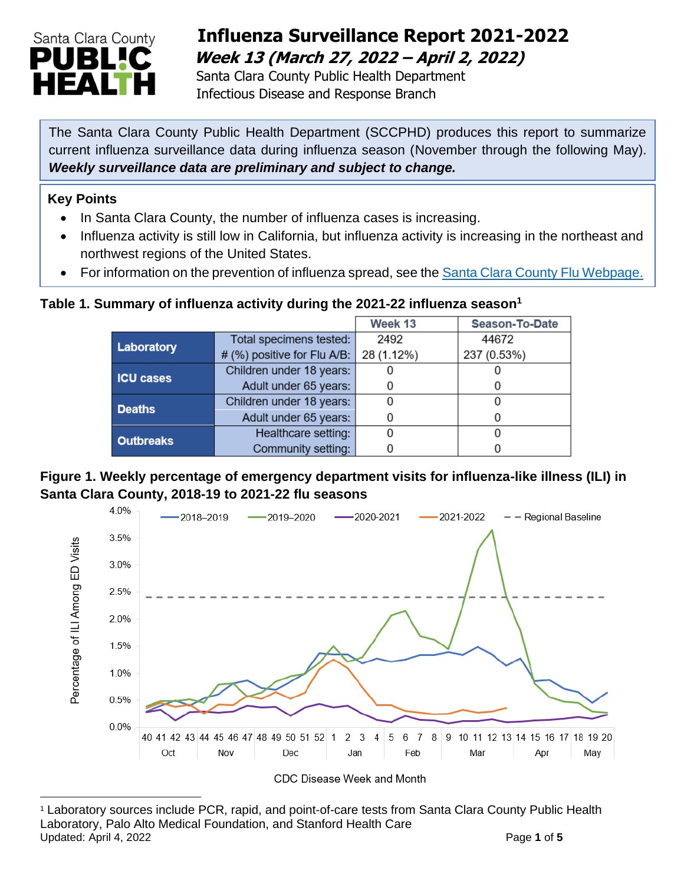# Influenza Surveillance Report 2021-2022

## *Week 13 (March 27, 2022 – April 2, 2022)*

Santa Clara County Public Health Department
Infectious Disease and Response Branch

The Santa Clara County Public Health Department (SCCPHD) produces this report to summarize current influenza surveillance data during influenza season (November through the following May). ***Weekly surveillance data are preliminary and subject to change.***

**Key Points**

- In Santa Clara County, the number of influenza cases is increasing.
- Influenza activity is still low in California, but influenza activity is increasing in the northeast and northwest regions of the United States.
- For information on the prevention of influenza spread, see the Santa Clara County Flu Webpage.

**Table 1. Summary of influenza activity during the 2021-22 influenza season[1]**

| | | Week 13 | Season-To-Date |
|---|---|---|---|
| **Laboratory** | Total specimens tested: | 2492 | 44672 |
| | # (%) positive for Flu A/B: | 28 (1.12%) | 237 (0.53%) |
| **ICU cases** | Children under 18 years: | 0 | 0 |
| | Adult under 65 years: | 0 | 0 |
| **Deaths** | Children under 18 years: | 0 | 0 |
| | Adult under 65 years: | 0 | 0 |
| **Outbreaks** | Healthcare setting: | 0 | 0 |
| | Community setting: | 0 | 0 |

**Figure 1. Weekly percentage of emergency department visits for influenza-like illness (ILI) in Santa Clara County, 2018-19 to 2021-22 flu seasons**

[1] Laboratory sources include PCR, rapid, and point-of-care tests from Santa Clara County Public Health Laboratory, Palo Alto Medical Foundation, and Stanford Health Care

Updated: April 4, 2022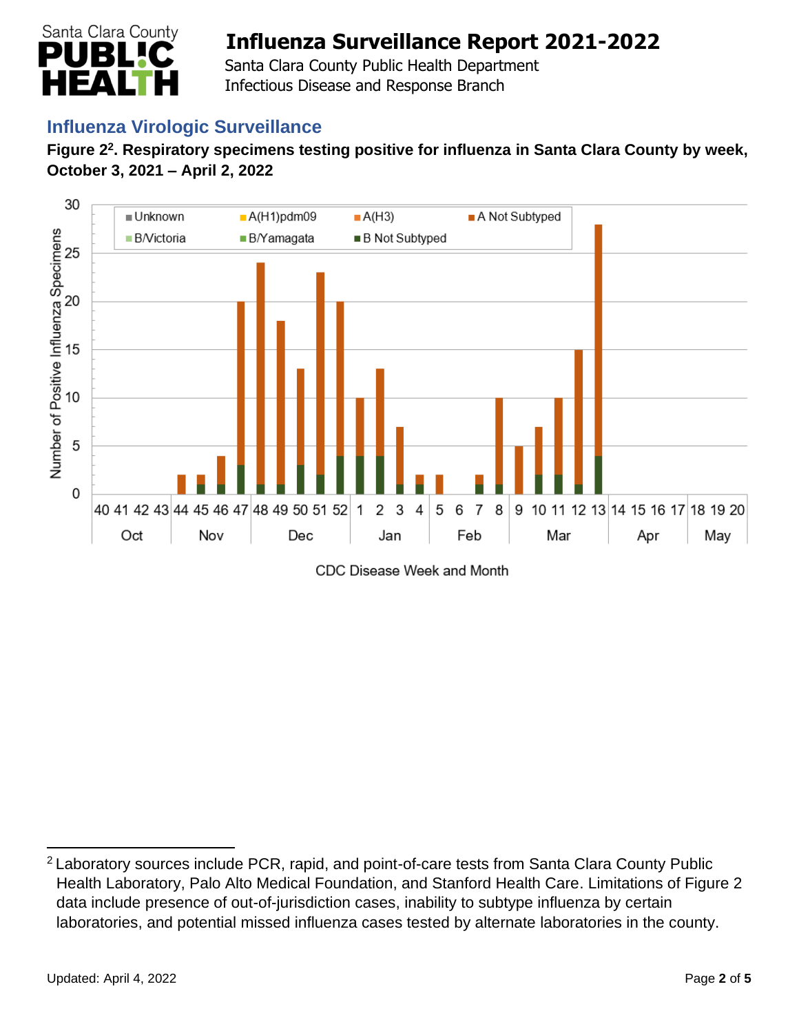## Influenza Virologic Surveillance

**Figure 2[2]. Respiratory specimens testing positive for influenza in Santa Clara County by week, October 3, 2021 – April 2, 2022**

---

[2] Laboratory sources include PCR, rapid, and point-of-care tests from Santa Clara County Public Health Laboratory, Palo Alto Medical Foundation, and Stanford Health Care. Limitations of Figure 2 data include presence of out-of-jurisdiction cases, inability to subtype influenza by certain laboratories, and potential missed influenza cases tested by alternate laboratories in the county.

Updated: April 4, 2022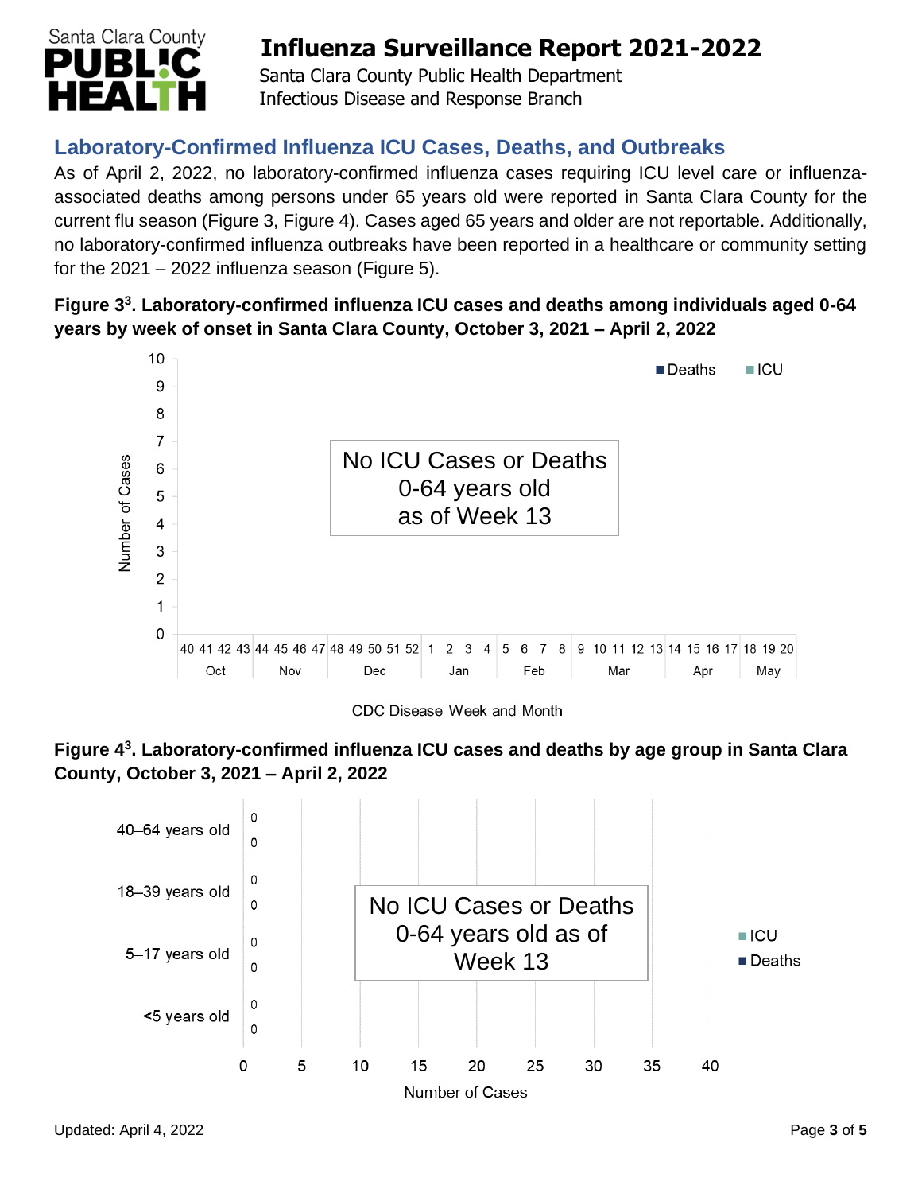## Laboratory-Confirmed Influenza ICU Cases, Deaths, and Outbreaks

As of April 2, 2022, no laboratory-confirmed influenza cases requiring ICU level care or influenza-associated deaths among persons under 65 years old were reported in Santa Clara County for the current flu season (Figure 3, Figure 4). Cases aged 65 years and older are not reportable. Additionally, no laboratory-confirmed influenza outbreaks have been reported in a healthcare or community setting for the 2021 – 2022 influenza season (Figure 5).

**Figure 3[3]. Laboratory-confirmed influenza ICU cases and deaths among individuals aged 0-64 years by week of onset in Santa Clara County, October 3, 2021 – April 2, 2022**

No ICU Cases or Deaths 0-64 years old as of Week 13

**Figure 4[3]. Laboratory-confirmed influenza ICU cases and deaths by age group in Santa Clara County, October 3, 2021 – April 2, 2022**

| Age group | ICU | Deaths |
|---|---|---|
| 40–64 years old | 0 | 0 |
| 18–39 years old | 0 | 0 |
| 5–17 years old | 0 | 0 |
| <5 years old | 0 | 0 |

No ICU Cases or Deaths 0-64 years old as of Week 13

Updated: April 4, 2022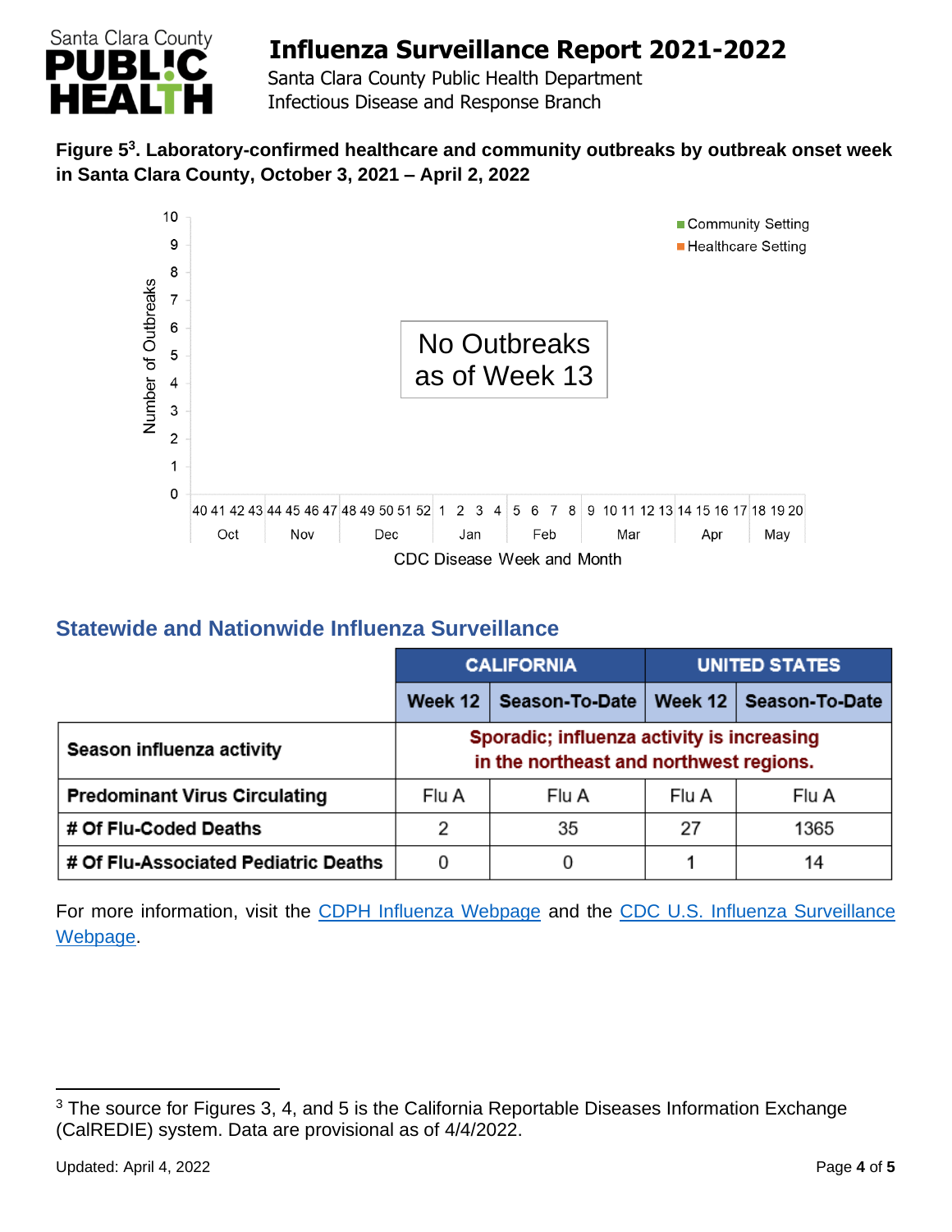**Figure 5[3]. Laboratory-confirmed healthcare and community outbreaks by outbreak onset week in Santa Clara County, October 3, 2021 – April 2, 2022**

No Outbreaks as of Week 13

## Statewide and Nationwide Influenza Surveillance

| | CALIFORNIA | | UNITED STATES | |
|---|---|---|---|---|
| | **Week 12** | **Season-To-Date** | **Week 12** | **Season-To-Date** |
| **Season influenza activity** | Sporadic; influenza activity is increasing in the northeast and northwest regions. | | | |
| **Predominant Virus Circulating** | Flu A | Flu A | Flu A | Flu A |
| **# Of Flu-Coded Deaths** | 2 | 35 | 27 | 1365 |
| **# Of Flu-Associated Pediatric Deaths** | 0 | 0 | 1 | 14 |

For more information, visit the [CDPH Influenza Webpage] and the [CDC U.S. Influenza Surveillance Webpage].

[3] The source for Figures 3, 4, and 5 is the California Reportable Diseases Information Exchange (CalREDIE) system. Data are provisional as of 4/4/2022.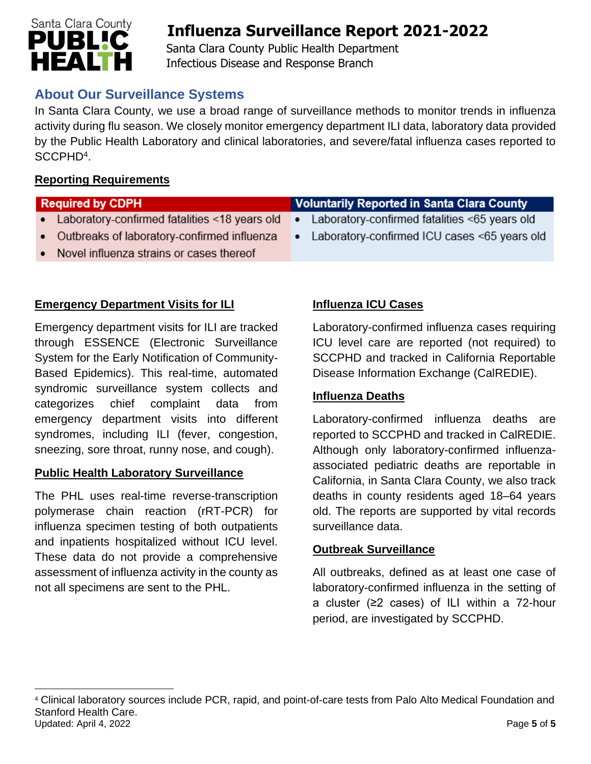# Influenza Surveillance Report 2021-2022

Santa Clara County Public Health Department
Infectious Disease and Response Branch

## About Our Surveillance Systems

In Santa Clara County, we use a broad range of surveillance methods to monitor trends in influenza activity during flu season. We closely monitor emergency department ILI data, laboratory data provided by the Public Health Laboratory and clinical laboratories, and severe/fatal influenza cases reported to SCCPHD[4].

### Reporting Requirements

| Required by CDPH | Voluntarily Reported in Santa Clara County |
|---|---|
| • Laboratory-confirmed fatalities <18 years old | • Laboratory-confirmed fatalities <65 years old |
| • Outbreaks of laboratory-confirmed influenza | • Laboratory-confirmed ICU cases <65 years old |
| • Novel influenza strains or cases thereof | |

### Emergency Department Visits for ILI

Emergency department visits for ILI are tracked through ESSENCE (Electronic Surveillance System for the Early Notification of Community-Based Epidemics). This real-time, automated syndromic surveillance system collects and categorizes chief complaint data from emergency department visits into different syndromes, including ILI (fever, congestion, sneezing, sore throat, runny nose, and cough).

### Public Health Laboratory Surveillance

The PHL uses real-time reverse-transcription polymerase chain reaction (rRT-PCR) for influenza specimen testing of both outpatients and inpatients hospitalized without ICU level. These data do not provide a comprehensive assessment of influenza activity in the county as not all specimens are sent to the PHL.

### Influenza ICU Cases

Laboratory-confirmed influenza cases requiring ICU level care are reported (not required) to SCCPHD and tracked in California Reportable Disease Information Exchange (CalREDIE).

### Influenza Deaths

Laboratory-confirmed influenza deaths are reported to SCCPHD and tracked in CalREDIE. Although only laboratory-confirmed influenza-associated pediatric deaths are reportable in California, in Santa Clara County, we also track deaths in county residents aged 18–64 years old. The reports are supported by vital records surveillance data.

### Outbreak Surveillance

All outbreaks, defined as at least one case of laboratory-confirmed influenza in the setting of a cluster (≥2 cases) of ILI within a 72-hour period, are investigated by SCCPHD.

---

[4] Clinical laboratory sources include PCR, rapid, and point-of-care tests from Palo Alto Medical Foundation and Stanford Health Care.

Updated: April 4, 2022